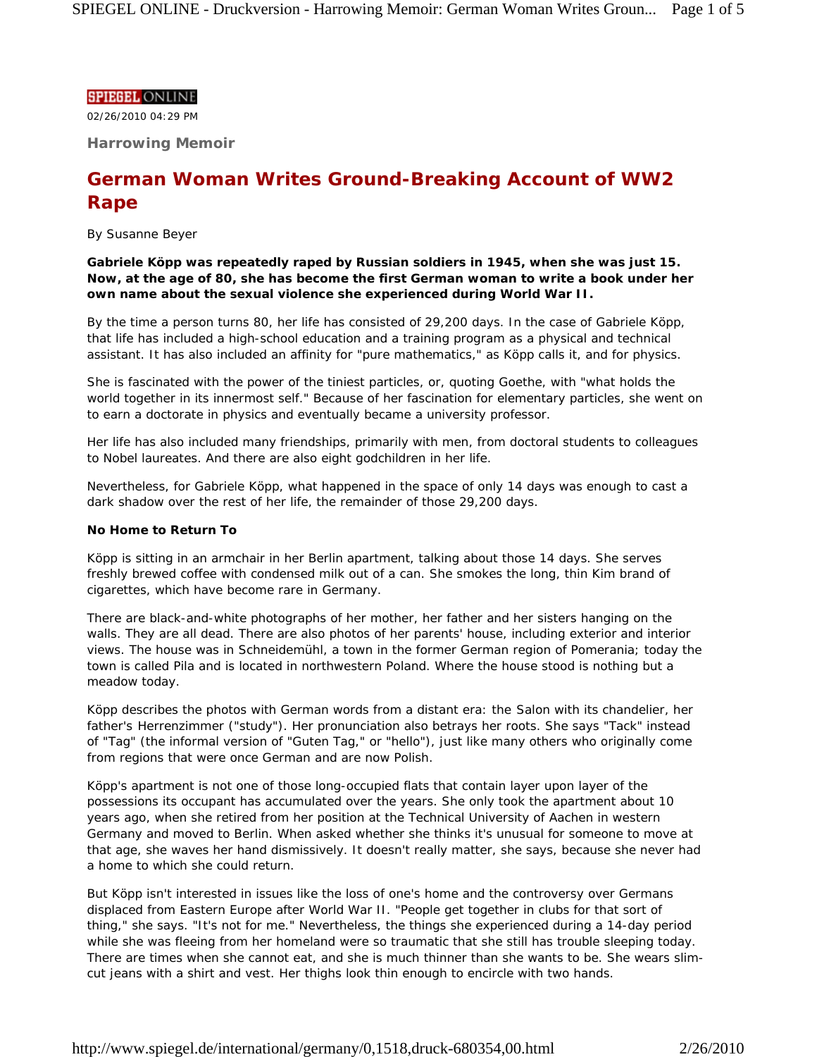SPIEGEL ONLINE

02/26/2010 04:29 PM

**Harrowing Memoir**

# German Woman Writes Ground-Breaking Account of WW2 Rape

By Susanne Beyer

**Gabriele Köpp was repeatedly raped by Russian soldiers in 1945, when she was just 15. Now, at the age of 80, she has become the first German woman to write a book under her own name about the sexual violence she experienced during World War II.**

By the time a person turns 80, her life has consisted of 29,200 days. In the case of Gabriele Köpp, that life has included a high-school education and a training program as a physical and technical assistant. It has also included an affinity for "pure mathematics," as Köpp calls it, and for physics.

She is fascinated with the power of the tiniest particles, or, quoting Goethe, with "what holds the world together in its innermost self." Because of her fascination for elementary particles, she went on to earn a doctorate in physics and eventually became a university professor.

Her life has also included many friendships, primarily with men, from doctoral students to colleagues to Nobel laureates. And there are also eight godchildren in her life.

Nevertheless, for Gabriele Köpp, what happened in the space of only 14 days was enough to cast a dark shadow over the rest of her life, the remainder of those 29,200 days.

**No Home to Return To**

Köpp is sitting in an armchair in her Berlin apartment, talking about those 14 days. She serves freshly brewed coffee with condensed milk out of a can. She smokes the long, thin Kim brand of cigarettes, which have become rare in Germany.

There are black-and-white photographs of her mother, her father and her sisters hanging on the walls. They are all dead. There are also photos of her parents' house, including exterior and interior views. The house was in Schneidemühl, a town in the former German region of Pomerania; today the town is called Pila and is located in northwestern Poland. Where the house stood is nothing but a meadow today.

Köpp describes the photos with German words from a distant era: the Salon with its chandelier, her father's Herrenzimmer ("study"). Her pronunciation also betrays her roots. She says "Tack" instead of "Tag" (the informal version of "Guten Tag," or "hello"), just like many others who originally come from regions that were once German and are now Polish.

Köpp's apartment is not one of those long-occupied flats that contain layer upon layer of the possessions its occupant has accumulated over the years. She only took the apartment about 10 years ago, when she retired from her position at the Technical University of Aachen in western Germany and moved to Berlin. When asked whether she thinks it's unusual for someone to move at that age, she waves her hand dismissively. It doesn't really matter, she says, because she never had a home to which she could return.

But Köpp isn't interested in issues like the loss of one's home and the controversy over Germans displaced from Eastern Europe after World War II. "People get together in clubs for that sort of thing," she says. "It's not for me." Nevertheless, the things she experienced during a 14-day period while she was fleeing from her homeland were so traumatic that she still has trouble sleeping today. There are times when she cannot eat, and she is much thinner than she wants to be. She wears slim-cut jeans with a shirt and vest. Her thighs look thin enough to encircle with two hands.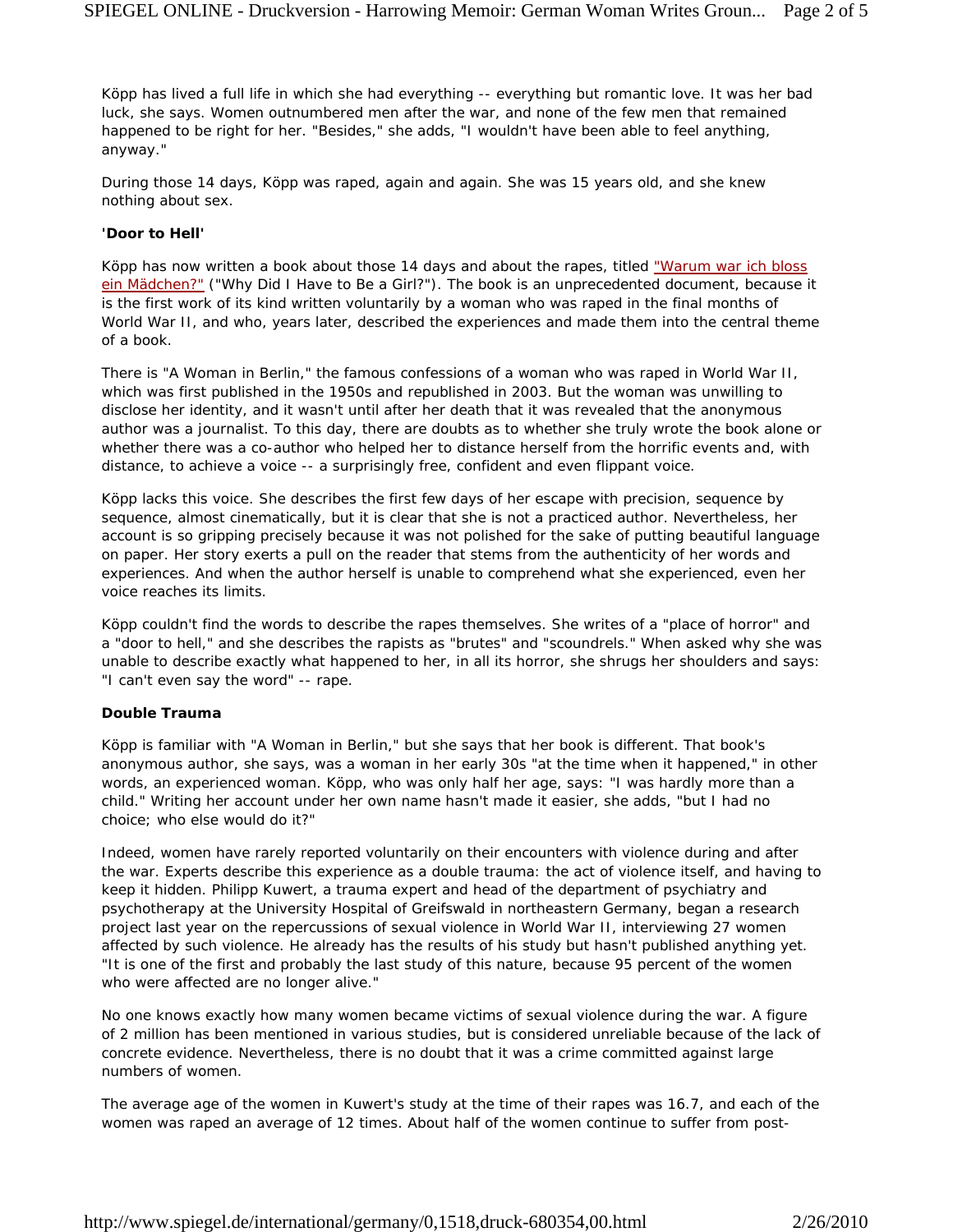Köpp has lived a full life in which she had everything -- everything but romantic love. It was her bad luck, she says. Women outnumbered men after the war, and none of the few men that remained happened to be right for her. "Besides," she adds, "I wouldn't have been able to feel anything, anyway."

During those 14 days, Köpp was raped, again and again. She was 15 years old, and she knew nothing about sex.

**'Door to Hell'**

Köpp has now written a book about those 14 days and about the rapes, titled "Warum war ich bloss ein Mädchen?" ("Why Did I Have to Be a Girl?"). The book is an unprecedented document, because it is the first work of its kind written voluntarily by a woman who was raped in the final months of World War II, and who, years later, described the experiences and made them into the central theme of a book.

There is "A Woman in Berlin," the famous confessions of a woman who was raped in World War II, which was first published in the 1950s and republished in 2003. But the woman was unwilling to disclose her identity, and it wasn't until after her death that it was revealed that the anonymous author was a journalist. To this day, there are doubts as to whether she truly wrote the book alone or whether there was a co-author who helped her to distance herself from the horrific events and, with distance, to achieve a voice -- a surprisingly free, confident and even flippant voice.

Köpp lacks this voice. She describes the first few days of her escape with precision, sequence by sequence, almost cinematically, but it is clear that she is not a practiced author. Nevertheless, her account is so gripping precisely because it was not polished for the sake of putting beautiful language on paper. Her story exerts a pull on the reader that stems from the authenticity of her words and experiences. And when the author herself is unable to comprehend what she experienced, even her voice reaches its limits.

Köpp couldn't find the words to describe the rapes themselves. She writes of a "place of horror" and a "door to hell," and she describes the rapists as "brutes" and "scoundrels." When asked why she was unable to describe exactly what happened to her, in all its horror, she shrugs her shoulders and says: "I can't even say the word" -- rape.

**Double Trauma**

Köpp is familiar with "A Woman in Berlin," but she says that her book is different. That book's anonymous author, she says, was a woman in her early 30s "at the time when it happened," in other words, an experienced woman. Köpp, who was only half her age, says: "I was hardly more than a child." Writing her account under her own name hasn't made it easier, she adds, "but I had no choice; who else would do it?"

Indeed, women have rarely reported voluntarily on their encounters with violence during and after the war. Experts describe this experience as a double trauma: the act of violence itself, and having to keep it hidden. Philipp Kuwert, a trauma expert and head of the department of psychiatry and psychotherapy at the University Hospital of Greifswald in northeastern Germany, began a research project last year on the repercussions of sexual violence in World War II, interviewing 27 women affected by such violence. He already has the results of his study but hasn't published anything yet. "It is one of the first and probably the last study of this nature, because 95 percent of the women who were affected are no longer alive."

No one knows exactly how many women became victims of sexual violence during the war. A figure of 2 million has been mentioned in various studies, but is considered unreliable because of the lack of concrete evidence. Nevertheless, there is no doubt that it was a crime committed against large numbers of women.

The average age of the women in Kuwert's study at the time of their rapes was 16.7, and each of the women was raped an average of 12 times. About half of the women continue to suffer from post-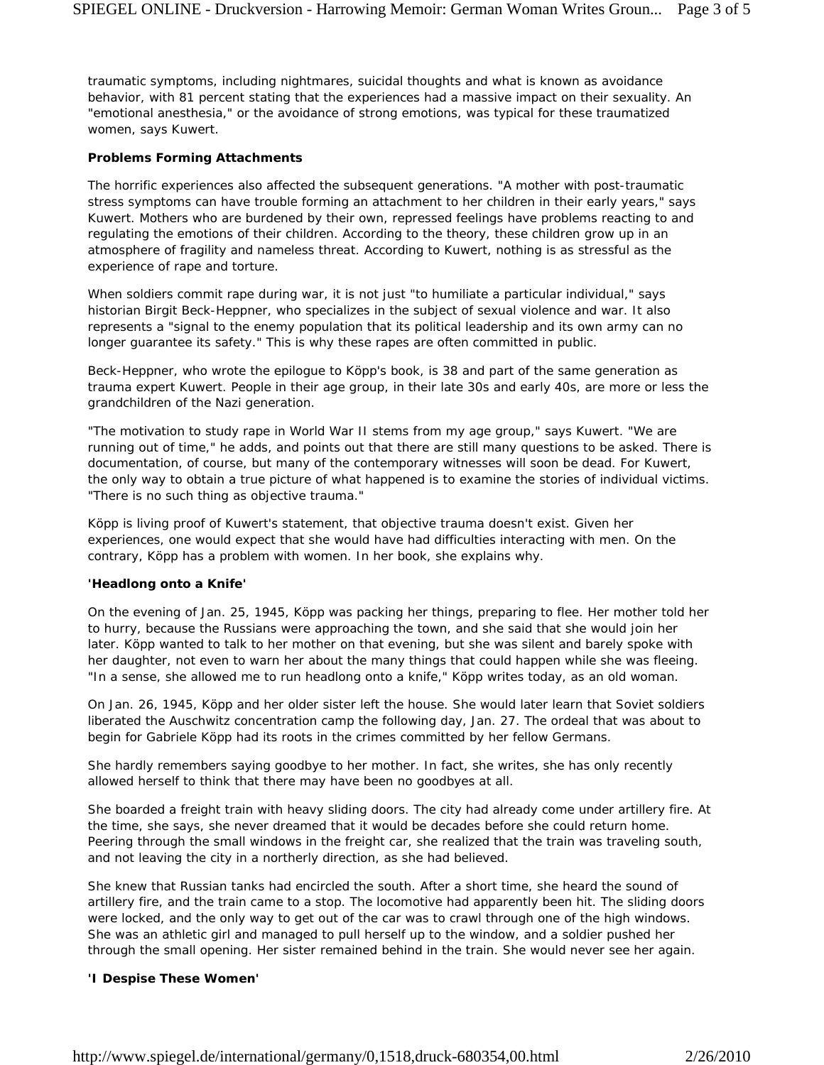traumatic symptoms, including nightmares, suicidal thoughts and what is known as avoidance behavior, with 81 percent stating that the experiences had a massive impact on their sexuality. An "emotional anesthesia," or the avoidance of strong emotions, was typical for these traumatized women, says Kuwert.

**Problems Forming Attachments**

The horrific experiences also affected the subsequent generations. "A mother with post-traumatic stress symptoms can have trouble forming an attachment to her children in their early years," says Kuwert. Mothers who are burdened by their own, repressed feelings have problems reacting to and regulating the emotions of their children. According to the theory, these children grow up in an atmosphere of fragility and nameless threat. According to Kuwert, nothing is as stressful as the experience of rape and torture.

When soldiers commit rape during war, it is not just "to humiliate a particular individual," says historian Birgit Beck-Heppner, who specializes in the subject of sexual violence and war. It also represents a "signal to the enemy population that its political leadership and its own army can no longer guarantee its safety." This is why these rapes are often committed in public.

Beck-Heppner, who wrote the epilogue to Köpp's book, is 38 and part of the same generation as trauma expert Kuwert. People in their age group, in their late 30s and early 40s, are more or less the grandchildren of the Nazi generation.

"The motivation to study rape in World War II stems from my age group," says Kuwert. "We are running out of time," he adds, and points out that there are still many questions to be asked. There is documentation, of course, but many of the contemporary witnesses will soon be dead. For Kuwert, the only way to obtain a true picture of what happened is to examine the stories of individual victims. "There is no such thing as objective trauma."

Köpp is living proof of Kuwert's statement, that objective trauma doesn't exist. Given her experiences, one would expect that she would have had difficulties interacting with men. On the contrary, Köpp has a problem with women. In her book, she explains why.

**'Headlong onto a Knife'**

On the evening of Jan. 25, 1945, Köpp was packing her things, preparing to flee. Her mother told her to hurry, because the Russians were approaching the town, and she said that she would join her later. Köpp wanted to talk to her mother on that evening, but she was silent and barely spoke with her daughter, not even to warn her about the many things that could happen while she was fleeing. "In a sense, she allowed me to run headlong onto a knife," Köpp writes today, as an old woman.

On Jan. 26, 1945, Köpp and her older sister left the house. She would later learn that Soviet soldiers liberated the Auschwitz concentration camp the following day, Jan. 27. The ordeal that was about to begin for Gabriele Köpp had its roots in the crimes committed by her fellow Germans.

She hardly remembers saying goodbye to her mother. In fact, she writes, she has only recently allowed herself to think that there may have been no goodbyes at all.

She boarded a freight train with heavy sliding doors. The city had already come under artillery fire. At the time, she says, she never dreamed that it would be decades before she could return home. Peering through the small windows in the freight car, she realized that the train was traveling south, and not leaving the city in a northerly direction, as she had believed.

She knew that Russian tanks had encircled the south. After a short time, she heard the sound of artillery fire, and the train came to a stop. The locomotive had apparently been hit. The sliding doors were locked, and the only way to get out of the car was to crawl through one of the high windows. She was an athletic girl and managed to pull herself up to the window, and a soldier pushed her through the small opening. Her sister remained behind in the train. She would never see her again.

**'I Despise These Women'**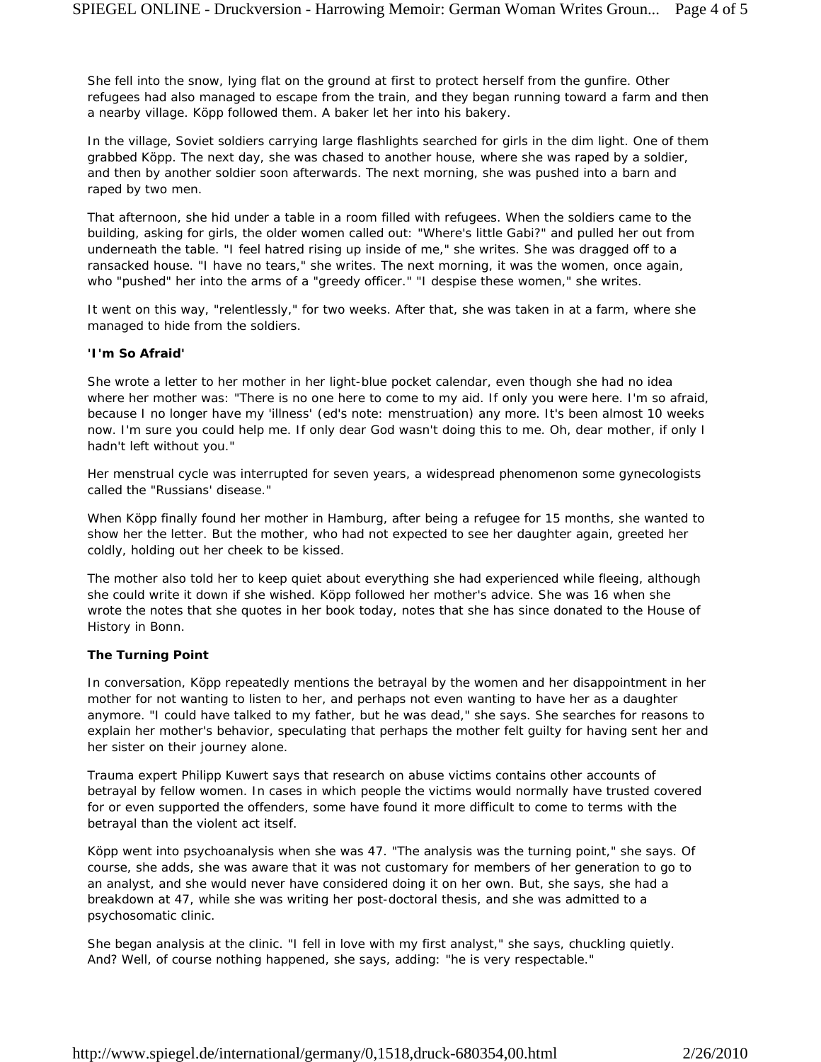She fell into the snow, lying flat on the ground at first to protect herself from the gunfire. Other refugees had also managed to escape from the train, and they began running toward a farm and then a nearby village. Köpp followed them. A baker let her into his bakery.

In the village, Soviet soldiers carrying large flashlights searched for girls in the dim light. One of them grabbed Köpp. The next day, she was chased to another house, where she was raped by a soldier, and then by another soldier soon afterwards. The next morning, she was pushed into a barn and raped by two men.

That afternoon, she hid under a table in a room filled with refugees. When the soldiers came to the building, asking for girls, the older women called out: "Where's little Gabi?" and pulled her out from underneath the table. "I feel hatred rising up inside of me," she writes. She was dragged off to a ransacked house. "I have no tears," she writes. The next morning, it was the women, once again, who "pushed" her into the arms of a "greedy officer." "I despise these women," she writes.

It went on this way, "relentlessly," for two weeks. After that, she was taken in at a farm, where she managed to hide from the soldiers.

**'I'm So Afraid'**

She wrote a letter to her mother in her light-blue pocket calendar, even though she had no idea where her mother was: "There is no one here to come to my aid. If only you were here. I'm so afraid, because I no longer have my 'illness' (ed's note: menstruation) any more. It's been almost 10 weeks now. I'm sure you could help me. If only dear God wasn't doing this to me. Oh, dear mother, if only I hadn't left without you."

Her menstrual cycle was interrupted for seven years, a widespread phenomenon some gynecologists called the "Russians' disease."

When Köpp finally found her mother in Hamburg, after being a refugee for 15 months, she wanted to show her the letter. But the mother, who had not expected to see her daughter again, greeted her coldly, holding out her cheek to be kissed.

The mother also told her to keep quiet about everything she had experienced while fleeing, although she could write it down if she wished. Köpp followed her mother's advice. She was 16 when she wrote the notes that she quotes in her book today, notes that she has since donated to the House of History in Bonn.

**The Turning Point**

In conversation, Köpp repeatedly mentions the betrayal by the women and her disappointment in her mother for not wanting to listen to her, and perhaps not even wanting to have her as a daughter anymore. "I could have talked to my father, but he was dead," she says. She searches for reasons to explain her mother's behavior, speculating that perhaps the mother felt guilty for having sent her and her sister on their journey alone.

Trauma expert Philipp Kuwert says that research on abuse victims contains other accounts of betrayal by fellow women. In cases in which people the victims would normally have trusted covered for or even supported the offenders, some have found it more difficult to come to terms with the betrayal than the violent act itself.

Köpp went into psychoanalysis when she was 47. "The analysis was the turning point," she says. Of course, she adds, she was aware that it was not customary for members of her generation to go to an analyst, and she would never have considered doing it on her own. But, she says, she had a breakdown at 47, while she was writing her post-doctoral thesis, and she was admitted to a psychosomatic clinic.

She began analysis at the clinic. "I fell in love with my first analyst," she says, chuckling quietly. And? Well, of course nothing happened, she says, adding: "he is very respectable."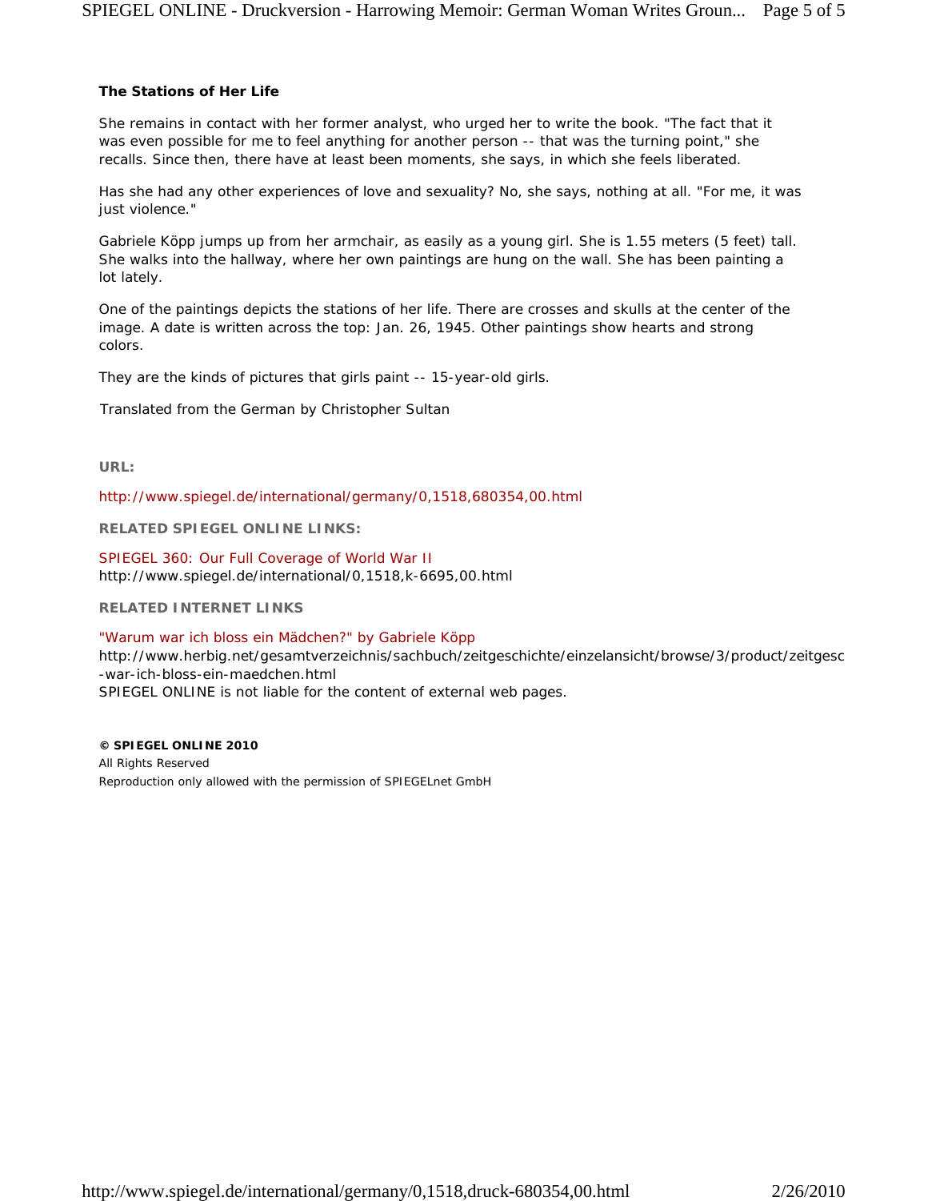### The Stations of Her Life

She remains in contact with her former analyst, who urged her to write the book. "The fact that it was even possible for me to feel anything for another person -- that was the turning point," she recalls. Since then, there have at least been moments, she says, in which she feels liberated.

Has she had any other experiences of love and sexuality? No, she says, nothing at all. "For me, it was just violence."

Gabriele Köpp jumps up from her armchair, as easily as a young girl. She is 1.55 meters (5 feet) tall. She walks into the hallway, where her own paintings are hung on the wall. She has been painting a lot lately.

One of the paintings depicts the stations of her life. There are crosses and skulls at the center of the image. A date is written across the top: Jan. 26, 1945. Other paintings show hearts and strong colors.

They are the kinds of pictures that girls paint -- 15-year-old girls.

Translated from the German by Christopher Sultan

**URL:**

http://www.spiegel.de/international/germany/0,1518,680354,00.html

**RELATED SPIEGEL ONLINE LINKS:**

SPIEGEL 360: Our Full Coverage of World War II
http://www.spiegel.de/international/0,1518,k-6695,00.html

**RELATED INTERNET LINKS**

"Warum war ich bloss ein Mädchen?" by Gabriele Köpp
http://www.herbig.net/gesamtverzeichnis/sachbuch/zeitgeschichte/einzelansicht/browse/3/product/zeitgesc-war-ich-bloss-ein-maedchen.html
SPIEGEL ONLINE is not liable for the content of external web pages.

**© SPIEGEL ONLINE 2010**
All Rights Reserved
Reproduction only allowed with the permission of SPIEGELnet GmbH